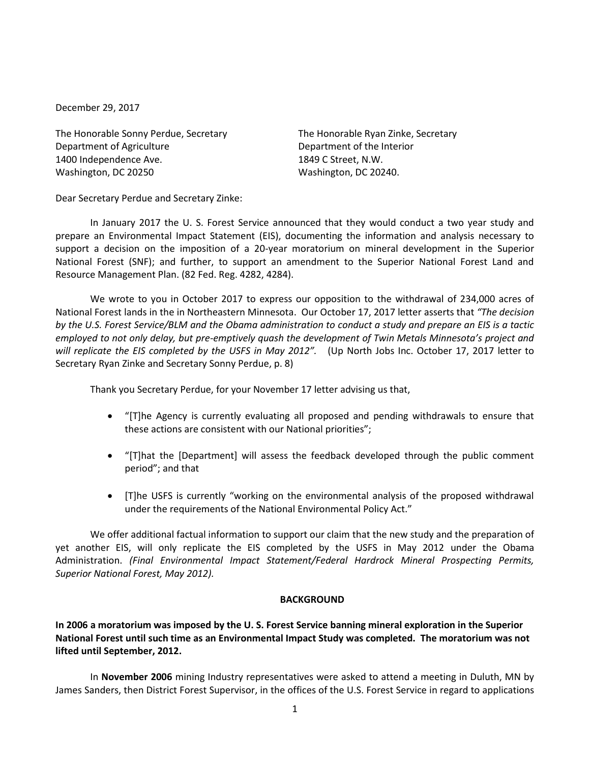December 29, 2017

The Honorable Sonny Perdue, Secretary
Department of Agriculture
1400 Independence Ave.
Washington, DC 20250

The Honorable Ryan Zinke, Secretary
Department of the Interior
1849 C Street, N.W.
Washington, DC 20240.

Dear Secretary Perdue and Secretary Zinke:

In January 2017 the U. S. Forest Service announced that they would conduct a two year study and prepare an Environmental Impact Statement (EIS), documenting the information and analysis necessary to support a decision on the imposition of a 20-year moratorium on mineral development in the Superior National Forest (SNF); and further, to support an amendment to the Superior National Forest Land and Resource Management Plan. (82 Fed. Reg. 4282, 4284).

We wrote to you in October 2017 to express our opposition to the withdrawal of 234,000 acres of National Forest lands in the in Northeastern Minnesota. Our October 17, 2017 letter asserts that *"The decision by the U.S. Forest Service/BLM and the Obama administration to conduct a study and prepare an EIS is a tactic employed to not only delay, but pre-emptively quash the development of Twin Metals Minnesota's project and will replicate the EIS completed by the USFS in May 2012".* (Up North Jobs Inc. October 17, 2017 letter to Secretary Ryan Zinke and Secretary Sonny Perdue, p. 8)

Thank you Secretary Perdue, for your November 17 letter advising us that,

- "[T]he Agency is currently evaluating all proposed and pending withdrawals to ensure that these actions are consistent with our National priorities";
- "[T]hat the [Department] will assess the feedback developed through the public comment period"; and that
- [T]he USFS is currently "working on the environmental analysis of the proposed withdrawal under the requirements of the National Environmental Policy Act."

We offer additional factual information to support our claim that the new study and the preparation of yet another EIS, will only replicate the EIS completed by the USFS in May 2012 under the Obama Administration. *(Final Environmental Impact Statement/Federal Hardrock Mineral Prospecting Permits, Superior National Forest, May 2012).*

## BACKGROUND

**In 2006 a moratorium was imposed by the U. S. Forest Service banning mineral exploration in the Superior National Forest until such time as an Environmental Impact Study was completed. The moratorium was not lifted until September, 2012.**

In **November 2006** mining Industry representatives were asked to attend a meeting in Duluth, MN by James Sanders, then District Forest Supervisor, in the offices of the U.S. Forest Service in regard to applications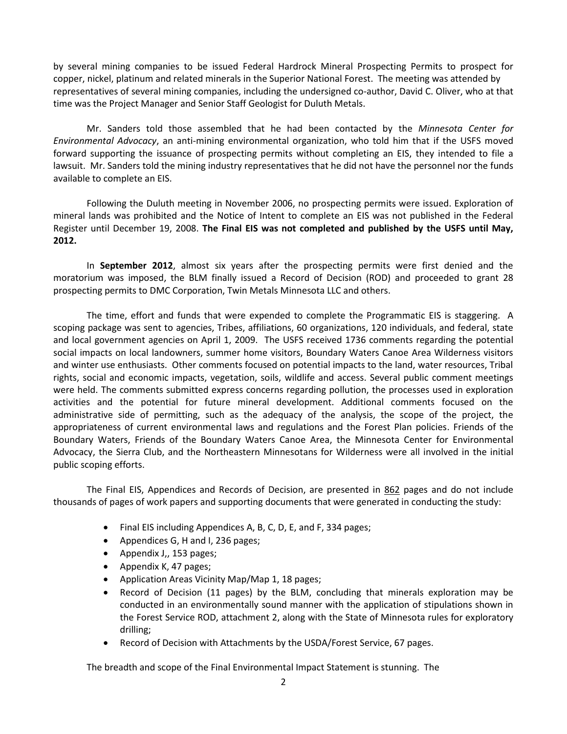by several mining companies to be issued Federal Hardrock Mineral Prospecting Permits to prospect for copper, nickel, platinum and related minerals in the Superior National Forest. The meeting was attended by representatives of several mining companies, including the undersigned co-author, David C. Oliver, who at that time was the Project Manager and Senior Staff Geologist for Duluth Metals.

Mr. Sanders told those assembled that he had been contacted by the *Minnesota Center for Environmental Advocacy*, an anti-mining environmental organization, who told him that if the USFS moved forward supporting the issuance of prospecting permits without completing an EIS, they intended to file a lawsuit. Mr. Sanders told the mining industry representatives that he did not have the personnel nor the funds available to complete an EIS.

Following the Duluth meeting in November 2006, no prospecting permits were issued. Exploration of mineral lands was prohibited and the Notice of Intent to complete an EIS was not published in the Federal Register until December 19, 2008. **The Final EIS was not completed and published by the USFS until May, 2012.**

In **September 2012**, almost six years after the prospecting permits were first denied and the moratorium was imposed, the BLM finally issued a Record of Decision (ROD) and proceeded to grant 28 prospecting permits to DMC Corporation, Twin Metals Minnesota LLC and others.

The time, effort and funds that were expended to complete the Programmatic EIS is staggering. A scoping package was sent to agencies, Tribes, affiliations, 60 organizations, 120 individuals, and federal, state and local government agencies on April 1, 2009. The USFS received 1736 comments regarding the potential social impacts on local landowners, summer home visitors, Boundary Waters Canoe Area Wilderness visitors and winter use enthusiasts. Other comments focused on potential impacts to the land, water resources, Tribal rights, social and economic impacts, vegetation, soils, wildlife and access. Several public comment meetings were held. The comments submitted express concerns regarding pollution, the processes used in exploration activities and the potential for future mineral development. Additional comments focused on the administrative side of permitting, such as the adequacy of the analysis, the scope of the project, the appropriateness of current environmental laws and regulations and the Forest Plan policies. Friends of the Boundary Waters, Friends of the Boundary Waters Canoe Area, the Minnesota Center for Environmental Advocacy, the Sierra Club, and the Northeastern Minnesotans for Wilderness were all involved in the initial public scoping efforts.

The Final EIS, Appendices and Records of Decision, are presented in <u>862</u> pages and do not include thousands of pages of work papers and supporting documents that were generated in conducting the study:

- Final EIS including Appendices A, B, C, D, E, and F, 334 pages;
- Appendices G, H and I, 236 pages;
- Appendix J,, 153 pages;
- Appendix K, 47 pages;
- Application Areas Vicinity Map/Map 1, 18 pages;
- Record of Decision (11 pages) by the BLM, concluding that minerals exploration may be conducted in an environmentally sound manner with the application of stipulations shown in the Forest Service ROD, attachment 2, along with the State of Minnesota rules for exploratory drilling;
- Record of Decision with Attachments by the USDA/Forest Service, 67 pages.

The breadth and scope of the Final Environmental Impact Statement is stunning. The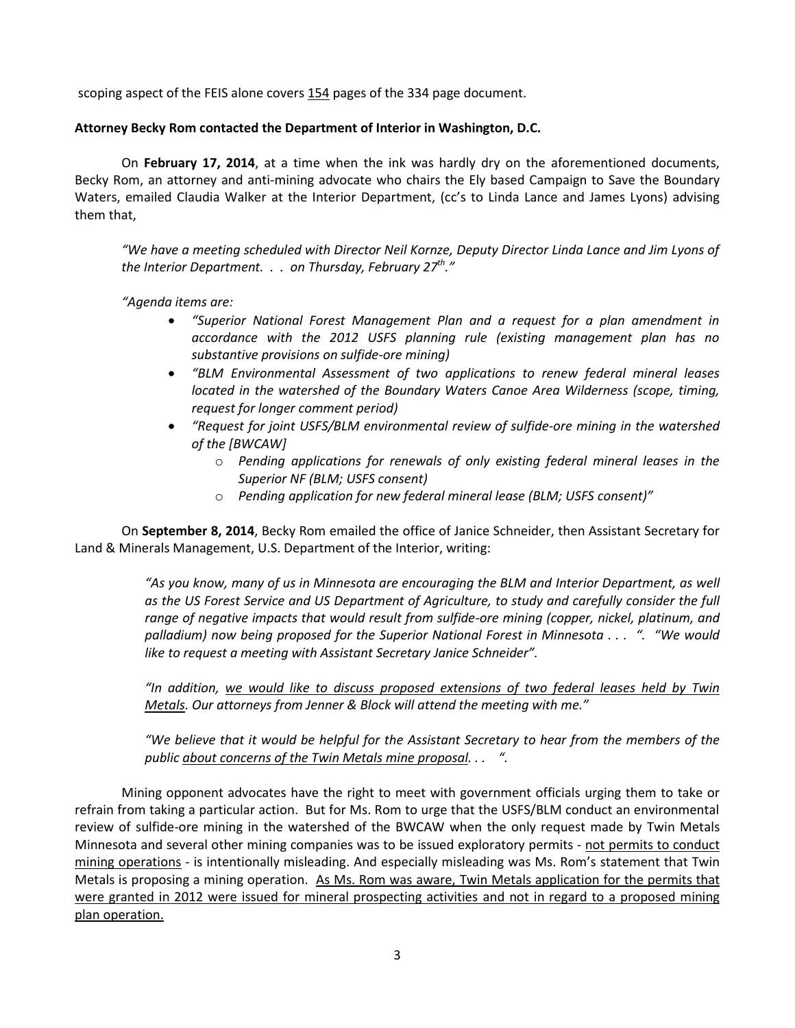scoping aspect of the FEIS alone covers <u>154</u> pages of the 334 page document.

**Attorney Becky Rom contacted the Department of Interior in Washington, D.C.**

On **February 17, 2014**, at a time when the ink was hardly dry on the aforementioned documents, Becky Rom, an attorney and anti-mining advocate who chairs the Ely based Campaign to Save the Boundary Waters, emailed Claudia Walker at the Interior Department, (cc's to Linda Lance and James Lyons) advising them that,

> *"We have a meeting scheduled with Director Neil Kornze, Deputy Director Linda Lance and Jim Lyons of the Interior Department. . . on Thursday, February 27th."*
>
> *"Agenda items are:*
>
> - *"Superior National Forest Management Plan and a request for a plan amendment in accordance with the 2012 USFS planning rule (existing management plan has no substantive provisions on sulfide-ore mining)*
> - *"BLM Environmental Assessment of two applications to renew federal mineral leases located in the watershed of the Boundary Waters Canoe Area Wilderness (scope, timing, request for longer comment period)*
> - *"Request for joint USFS/BLM environmental review of sulfide-ore mining in the watershed of the [BWCAW]*
>     - *Pending applications for renewals of only existing federal mineral leases in the Superior NF (BLM; USFS consent)*
>     - *Pending application for new federal mineral lease (BLM; USFS consent)"*

On **September 8, 2014**, Becky Rom emailed the office of Janice Schneider, then Assistant Secretary for Land & Minerals Management, U.S. Department of the Interior, writing:

> *"As you know, many of us in Minnesota are encouraging the BLM and Interior Department, as well as the US Forest Service and US Department of Agriculture, to study and carefully consider the full range of negative impacts that would result from sulfide-ore mining (copper, nickel, platinum, and palladium) now being proposed for the Superior National Forest in Minnesota . . . ". "We would like to request a meeting with Assistant Secretary Janice Schneider".*
>
> *"In addition, <u>we would like to discuss proposed extensions of two federal leases held by Twin Metals</u>. Our attorneys from Jenner & Block will attend the meeting with me."*
>
> *"We believe that it would be helpful for the Assistant Secretary to hear from the members of the public <u>about concerns of the Twin Metals mine proposal</u>. . . ".*

Mining opponent advocates have the right to meet with government officials urging them to take or refrain from taking a particular action. But for Ms. Rom to urge that the USFS/BLM conduct an environmental review of sulfide-ore mining in the watershed of the BWCAW when the only request made by Twin Metals Minnesota and several other mining companies was to be issued exploratory permits - <u>not permits to conduct mining operations</u> - is intentionally misleading. And especially misleading was Ms. Rom's statement that Twin Metals is proposing a mining operation. <u>As Ms. Rom was aware, Twin Metals application for the permits that were granted in 2012 were issued for mineral prospecting activities and not in regard to a proposed mining plan operation.</u>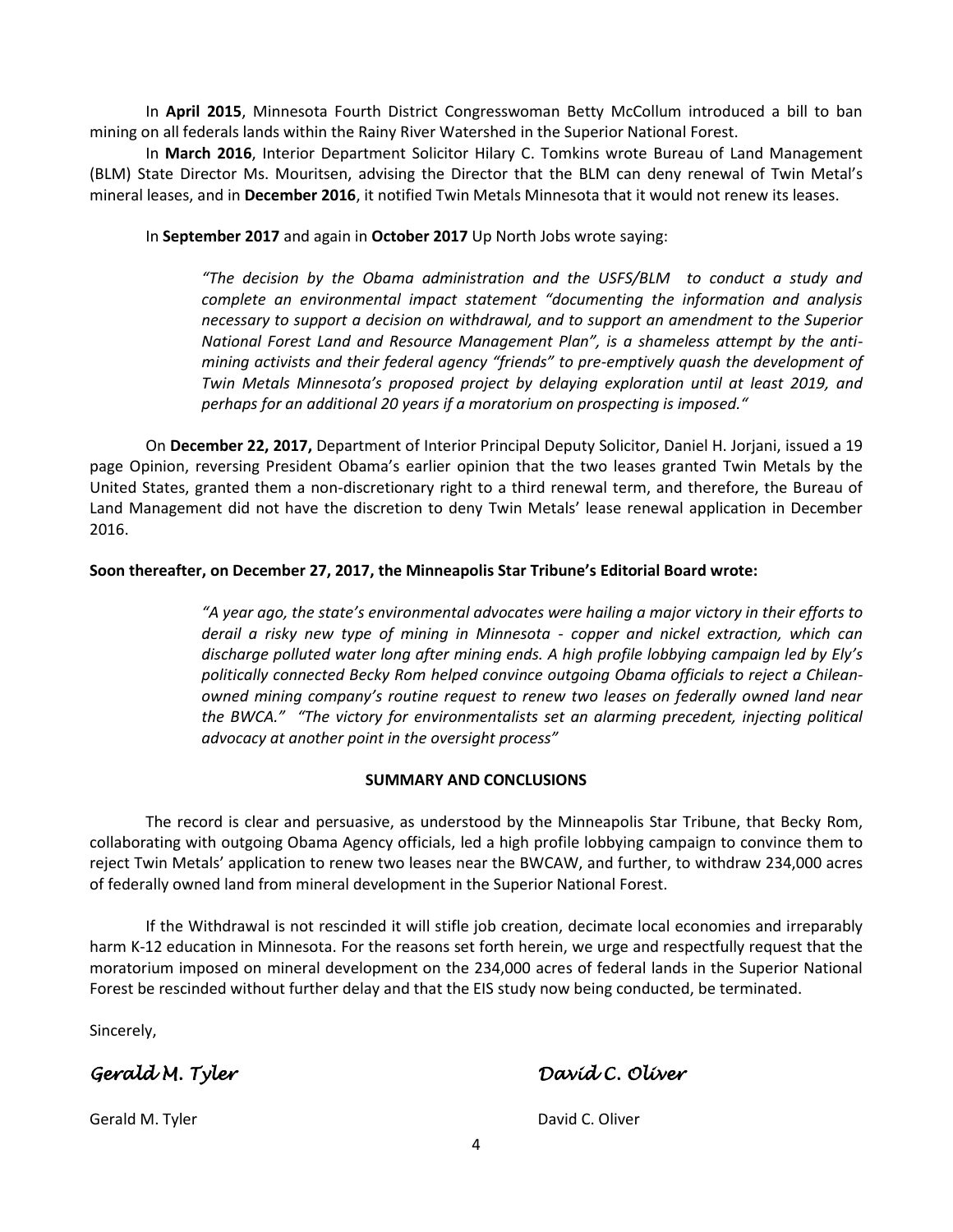In **April 2015**, Minnesota Fourth District Congresswoman Betty McCollum introduced a bill to ban mining on all federals lands within the Rainy River Watershed in the Superior National Forest.

In **March 2016**, Interior Department Solicitor Hilary C. Tomkins wrote Bureau of Land Management (BLM) State Director Ms. Mouritsen, advising the Director that the BLM can deny renewal of Twin Metal's mineral leases, and in **December 2016**, it notified Twin Metals Minnesota that it would not renew its leases.

In **September 2017** and again in **October 2017** Up North Jobs wrote saying:

> *"The decision by the Obama administration and the USFS/BLM to conduct a study and complete an environmental impact statement "documenting the information and analysis necessary to support a decision on withdrawal, and to support an amendment to the Superior National Forest Land and Resource Management Plan", is a shameless attempt by the anti-mining activists and their federal agency "friends" to pre-emptively quash the development of Twin Metals Minnesota's proposed project by delaying exploration until at least 2019, and perhaps for an additional 20 years if a moratorium on prospecting is imposed."*

On **December 22, 2017,** Department of Interior Principal Deputy Solicitor, Daniel H. Jorjani, issued a 19 page Opinion, reversing President Obama's earlier opinion that the two leases granted Twin Metals by the United States, granted them a non-discretionary right to a third renewal term, and therefore, the Bureau of Land Management did not have the discretion to deny Twin Metals' lease renewal application in December 2016.

**Soon thereafter, on December 27, 2017, the Minneapolis Star Tribune's Editorial Board wrote:**

> *"A year ago, the state's environmental advocates were hailing a major victory in their efforts to derail a risky new type of mining in Minnesota - copper and nickel extraction, which can discharge polluted water long after mining ends. A high profile lobbying campaign led by Ely's politically connected Becky Rom helped convince outgoing Obama officials to reject a Chilean-owned mining company's routine request to renew two leases on federally owned land near the BWCA." "The victory for environmentalists set an alarming precedent, injecting political advocacy at another point in the oversight process"*

**SUMMARY AND CONCLUSIONS**

The record is clear and persuasive, as understood by the Minneapolis Star Tribune, that Becky Rom, collaborating with outgoing Obama Agency officials, led a high profile lobbying campaign to convince them to reject Twin Metals' application to renew two leases near the BWCAW, and further, to withdraw 234,000 acres of federally owned land from mineral development in the Superior National Forest.

If the Withdrawal is not rescinded it will stifle job creation, decimate local economies and irreparably harm K-12 education in Minnesota. For the reasons set forth herein, we urge and respectfully request that the moratorium imposed on mineral development on the 234,000 acres of federal lands in the Superior National Forest be rescinded without further delay and that the EIS study now being conducted, be terminated.

Sincerely,

*Gerald M. Tyler* *David C. Oliver*

Gerald M. Tyler David C. Oliver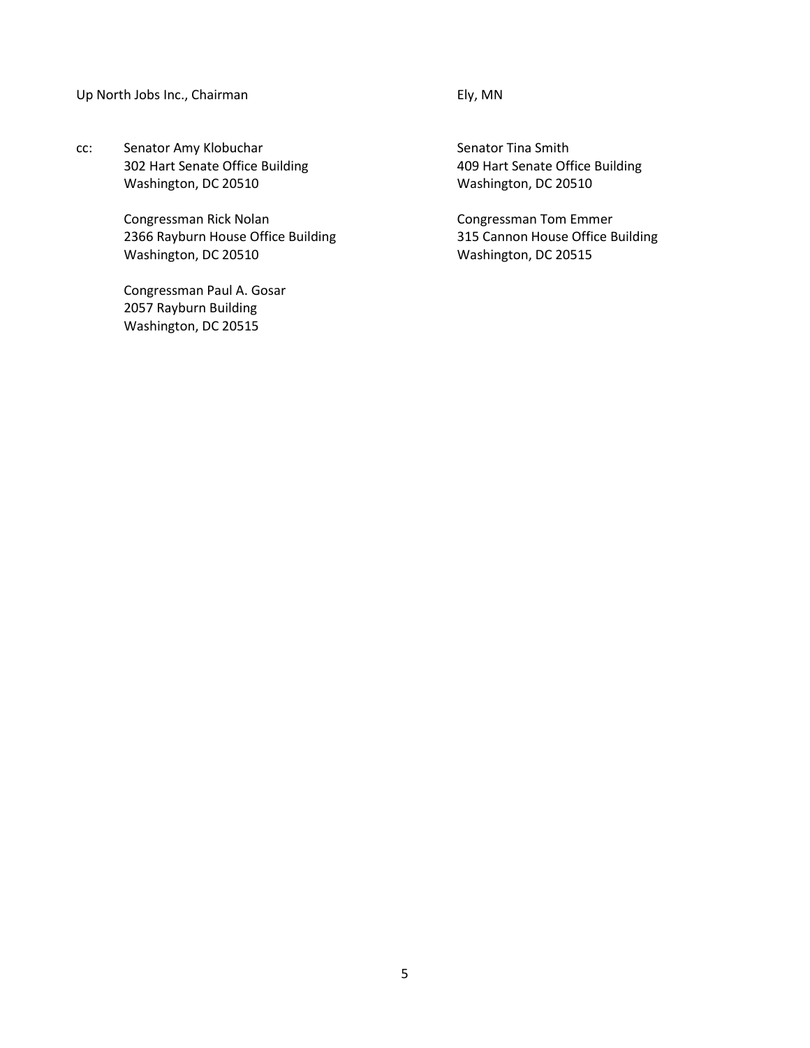Up North Jobs Inc., Chairman

Ely, MN

cc:

Senator Amy Klobuchar
302 Hart Senate Office Building
Washington, DC 20510

Senator Tina Smith
409 Hart Senate Office Building
Washington, DC 20510

Congressman Rick Nolan
2366 Rayburn House Office Building
Washington, DC 20510

Congressman Tom Emmer
315 Cannon House Office Building
Washington, DC 20515

Congressman Paul A. Gosar
2057 Rayburn Building
Washington, DC 20515